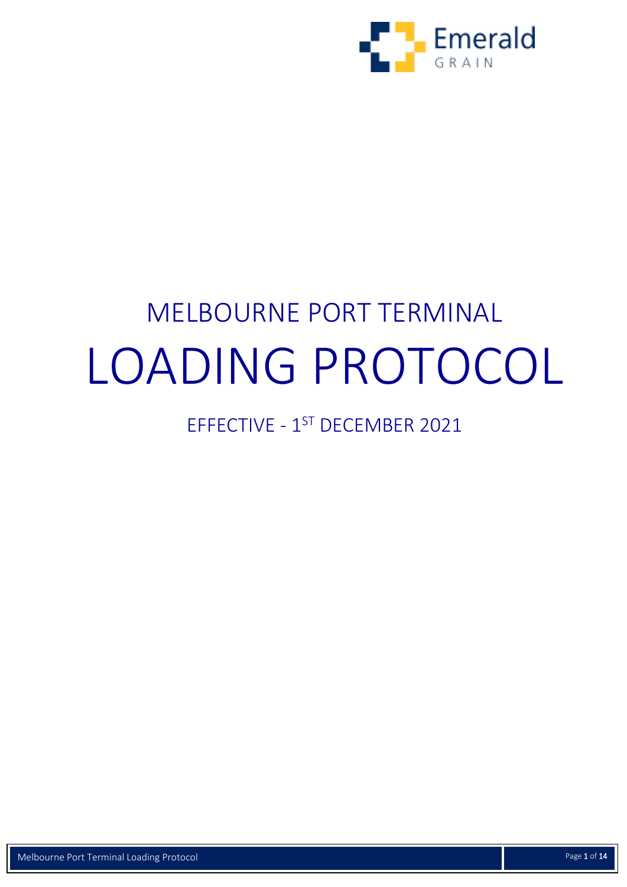Emerald GRAIN

# MELBOURNE PORT TERMINAL

# LOADING PROTOCOL

EFFECTIVE - 1[ST] DECEMBER 2021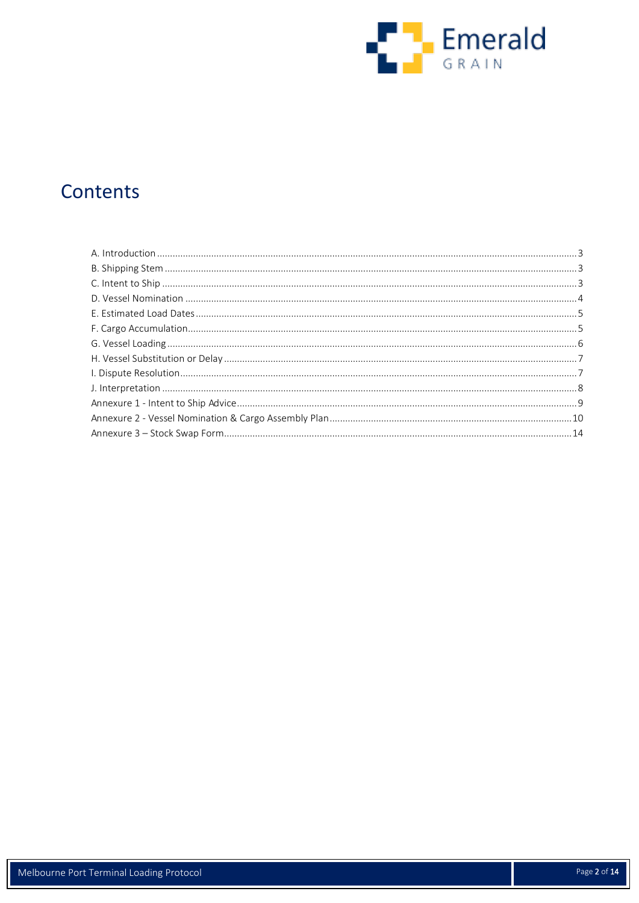# Contents

A. Introduction ..... 3
B. Shipping Stem ..... 3
C. Intent to Ship ..... 3
D. Vessel Nomination ..... 4
E. Estimated Load Dates ..... 5
F. Cargo Accumulation ..... 5
G. Vessel Loading ..... 6
H. Vessel Substitution or Delay ..... 7
I. Dispute Resolution ..... 7
J. Interpretation ..... 8
Annexure 1 - Intent to Ship Advice ..... 9
Annexure 2 - Vessel Nomination & Cargo Assembly Plan ..... 10
Annexure 3 – Stock Swap Form ..... 14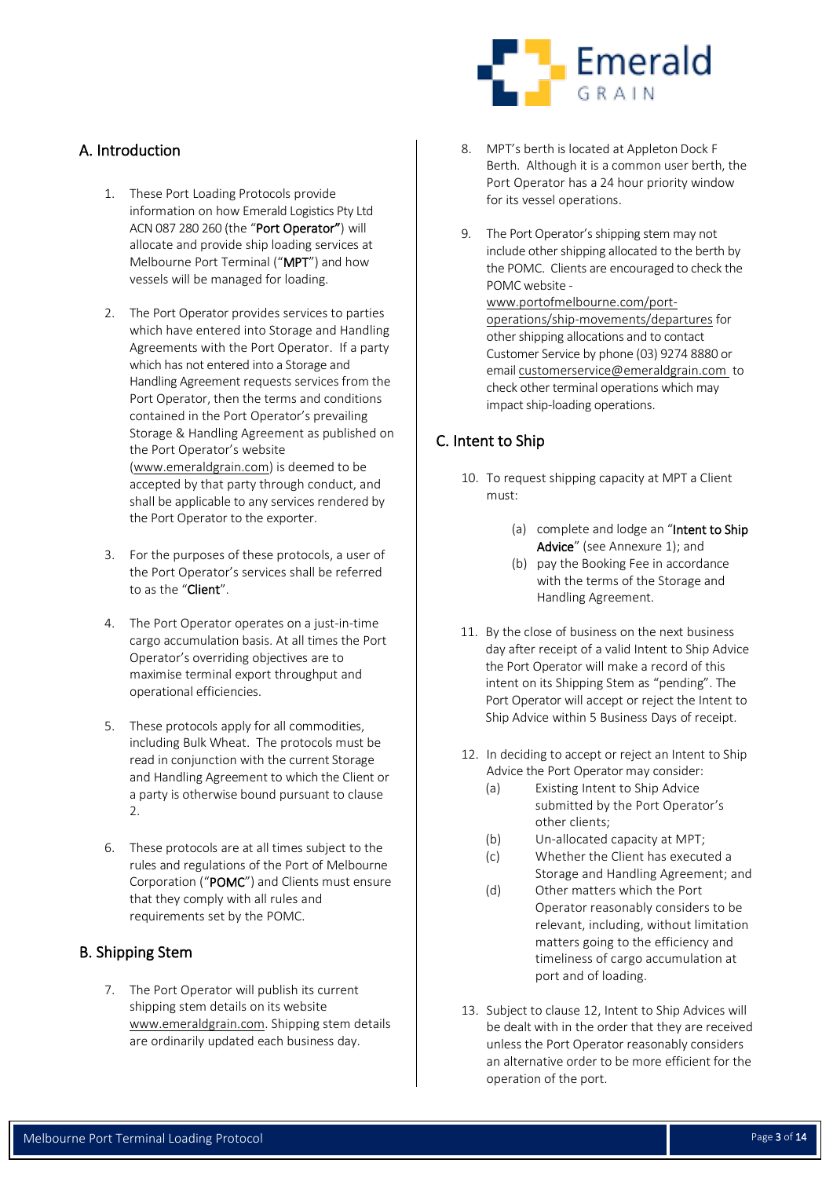## A. Introduction

1. These Port Loading Protocols provide information on how Emerald Logistics Pty Ltd ACN 087 280 260 (the "**Port Operator**") will allocate and provide ship loading services at Melbourne Port Terminal ("**MPT**") and how vessels will be managed for loading.

2. The Port Operator provides services to parties which have entered into Storage and Handling Agreements with the Port Operator. If a party which has not entered into a Storage and Handling Agreement requests services from the Port Operator, then the terms and conditions contained in the Port Operator's prevailing Storage & Handling Agreement as published on the Port Operator's website (www.emeraldgrain.com) is deemed to be accepted by that party through conduct, and shall be applicable to any services rendered by the Port Operator to the exporter.

3. For the purposes of these protocols, a user of the Port Operator's services shall be referred to as the "**Client**".

4. The Port Operator operates on a just-in-time cargo accumulation basis. At all times the Port Operator's overriding objectives are to maximise terminal export throughput and operational efficiencies.

5. These protocols apply for all commodities, including Bulk Wheat. The protocols must be read in conjunction with the current Storage and Handling Agreement to which the Client or a party is otherwise bound pursuant to clause 2.

6. These protocols are at all times subject to the rules and regulations of the Port of Melbourne Corporation ("**POMC**") and Clients must ensure that they comply with all rules and requirements set by the POMC.

## B. Shipping Stem

7. The Port Operator will publish its current shipping stem details on its website www.emeraldgrain.com. Shipping stem details are ordinarily updated each business day.

8. MPT's berth is located at Appleton Dock F Berth. Although it is a common user berth, the Port Operator has a 24 hour priority window for its vessel operations.

9. The Port Operator's shipping stem may not include other shipping allocated to the berth by the POMC. Clients are encouraged to check the POMC website - www.portofmelbourne.com/port-operations/ship-movements/departures for other shipping allocations and to contact Customer Service by phone (03) 9274 8880 or email customerservice@emeraldgrain.com to check other terminal operations which may impact ship-loading operations.

## C. Intent to Ship

10. To request shipping capacity at MPT a Client must:

    (a) complete and lodge an "**Intent to Ship Advice**" (see Annexure 1); and
    
    (b) pay the Booking Fee in accordance with the terms of the Storage and Handling Agreement.

11. By the close of business on the next business day after receipt of a valid Intent to Ship Advice the Port Operator will make a record of this intent on its Shipping Stem as "pending". The Port Operator will accept or reject the Intent to Ship Advice within 5 Business Days of receipt.

12. In deciding to accept or reject an Intent to Ship Advice the Port Operator may consider:

    (a) Existing Intent to Ship Advice submitted by the Port Operator's other clients;
    
    (b) Un-allocated capacity at MPT;
    
    (c) Whether the Client has executed a Storage and Handling Agreement; and
    
    (d) Other matters which the Port Operator reasonably considers to be relevant, including, without limitation matters going to the efficiency and timeliness of cargo accumulation at port and of loading.

13. Subject to clause 12, Intent to Ship Advices will be dealt with in the order that they are received unless the Port Operator reasonably considers an alternative order to be more efficient for the operation of the port.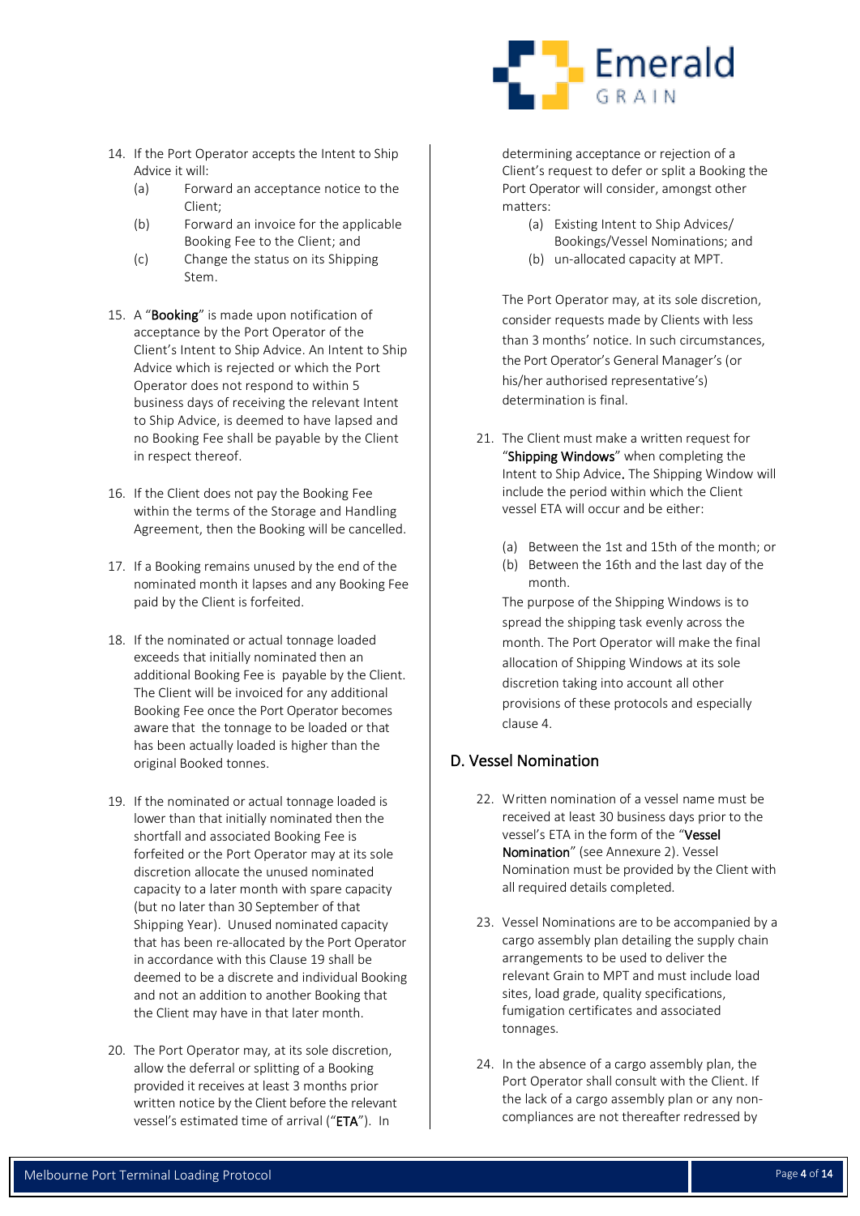14. If the Port Operator accepts the Intent to Ship Advice it will:
    (a) Forward an acceptance notice to the Client;
    (b) Forward an invoice for the applicable Booking Fee to the Client; and
    (c) Change the status on its Shipping Stem.

15. A "**Booking**" is made upon notification of acceptance by the Port Operator of the Client's Intent to Ship Advice. An Intent to Ship Advice which is rejected or which the Port Operator does not respond to within 5 business days of receiving the relevant Intent to Ship Advice, is deemed to have lapsed and no Booking Fee shall be payable by the Client in respect thereof.

16. If the Client does not pay the Booking Fee within the terms of the Storage and Handling Agreement, then the Booking will be cancelled.

17. If a Booking remains unused by the end of the nominated month it lapses and any Booking Fee paid by the Client is forfeited.

18. If the nominated or actual tonnage loaded exceeds that initially nominated then an additional Booking Fee is payable by the Client. The Client will be invoiced for any additional Booking Fee once the Port Operator becomes aware that the tonnage to be loaded or that has been actually loaded is higher than the original Booked tonnes.

19. If the nominated or actual tonnage loaded is lower than that initially nominated then the shortfall and associated Booking Fee is forfeited or the Port Operator may at its sole discretion allocate the unused nominated capacity to a later month with spare capacity (but no later than 30 September of that Shipping Year). Unused nominated capacity that has been re-allocated by the Port Operator in accordance with this Clause 19 shall be deemed to be a discrete and individual Booking and not an addition to another Booking that the Client may have in that later month.

20. The Port Operator may, at its sole discretion, allow the deferral or splitting of a Booking provided it receives at least 3 months prior written notice by the Client before the relevant vessel's estimated time of arrival ("**ETA**"). In determining acceptance or rejection of a Client's request to defer or split a Booking the Port Operator will consider, amongst other matters:
    (a) Existing Intent to Ship Advices/ Bookings/Vessel Nominations; and
    (b) un-allocated capacity at MPT.

    The Port Operator may, at its sole discretion, consider requests made by Clients with less than 3 months' notice. In such circumstances, the Port Operator's General Manager's (or his/her authorised representative's) determination is final.

21. The Client must make a written request for "**Shipping Windows**" when completing the Intent to Ship Advice. The Shipping Window will include the period within which the Client vessel ETA will occur and be either:

    (a) Between the 1st and 15th of the month; or
    (b) Between the 16th and the last day of the month.

    The purpose of the Shipping Windows is to spread the shipping task evenly across the month. The Port Operator will make the final allocation of Shipping Windows at its sole discretion taking into account all other provisions of these protocols and especially clause 4.

## D. Vessel Nomination

22. Written nomination of a vessel name must be received at least 30 business days prior to the vessel's ETA in the form of the "**Vessel Nomination**" (see Annexure 2). Vessel Nomination must be provided by the Client with all required details completed.

23. Vessel Nominations are to be accompanied by a cargo assembly plan detailing the supply chain arrangements to be used to deliver the relevant Grain to MPT and must include load sites, load grade, quality specifications, fumigation certificates and associated tonnages.

24. In the absence of a cargo assembly plan, the Port Operator shall consult with the Client. If the lack of a cargo assembly plan or any non-compliances are not thereafter redressed by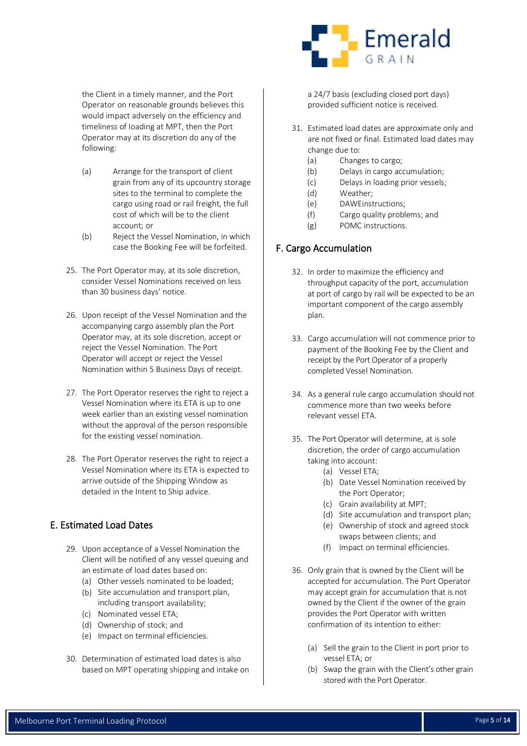the Client in a timely manner, and the Port Operator on reasonable grounds believes this would impact adversely on the efficiency and timeliness of loading at MPT, then the Port Operator may at its discretion do any of the following:

(a) Arrange for the transport of client grain from any of its upcountry storage sites to the terminal to complete the cargo using road or rail freight, the full cost of which will be to the client account; or

(b) Reject the Vessel Nomination, in which case the Booking Fee will be forfeited.

25. The Port Operator may, at its sole discretion, consider Vessel Nominations received on less than 30 business days' notice.

26. Upon receipt of the Vessel Nomination and the accompanying cargo assembly plan the Port Operator may, at its sole discretion, accept or reject the Vessel Nomination. The Port Operator will accept or reject the Vessel Nomination within 5 Business Days of receipt.

27. The Port Operator reserves the right to reject a Vessel Nomination where its ETA is up to one week earlier than an existing vessel nomination without the approval of the person responsible for the existing vessel nomination.

28. The Port Operator reserves the right to reject a Vessel Nomination where its ETA is expected to arrive outside of the Shipping Window as detailed in the Intent to Ship advice.

## E. Estimated Load Dates

29. Upon acceptance of a Vessel Nomination the Client will be notified of any vessel queuing and an estimate of load dates based on:
    (a) Other vessels nominated to be loaded;
    (b) Site accumulation and transport plan, including transport availability;
    (c) Nominated vessel ETA;
    (d) Ownership of stock; and
    (e) Impact on terminal efficiencies.

30. Determination of estimated load dates is also based on MPT operating shipping and intake on a 24/7 basis (excluding closed port days) provided sufficient notice is received.

31. Estimated load dates are approximate only and are not fixed or final. Estimated load dates may change due to:
    (a) Changes to cargo;
    (b) Delays in cargo accumulation;
    (c) Delays in loading prior vessels;
    (d) Weather;
    (e) DAWEinstructions;
    (f) Cargo quality problems; and
    (g) POMC instructions.

## F. Cargo Accumulation

32. In order to maximize the efficiency and throughput capacity of the port, accumulation at port of cargo by rail will be expected to be an important component of the cargo assembly plan.

33. Cargo accumulation will not commence prior to payment of the Booking Fee by the Client and receipt by the Port Operator of a properly completed Vessel Nomination.

34. As a general rule cargo accumulation should not commence more than two weeks before relevant vessel ETA.

35. The Port Operator will determine, at is sole discretion, the order of cargo accumulation taking into account:
    (a) Vessel ETA;
    (b) Date Vessel Nomination received by the Port Operator;
    (c) Grain availability at MPT;
    (d) Site accumulation and transport plan;
    (e) Ownership of stock and agreed stock swaps between clients; and
    (f) Impact on terminal efficiencies.

36. Only grain that is owned by the Client will be accepted for accumulation. The Port Operator may accept grain for accumulation that is not owned by the Client if the owner of the grain provides the Port Operator with written confirmation of its intention to either:

    (a) Sell the grain to the Client in port prior to vessel ETA; or
    (b) Swap the grain with the Client's other grain stored with the Port Operator.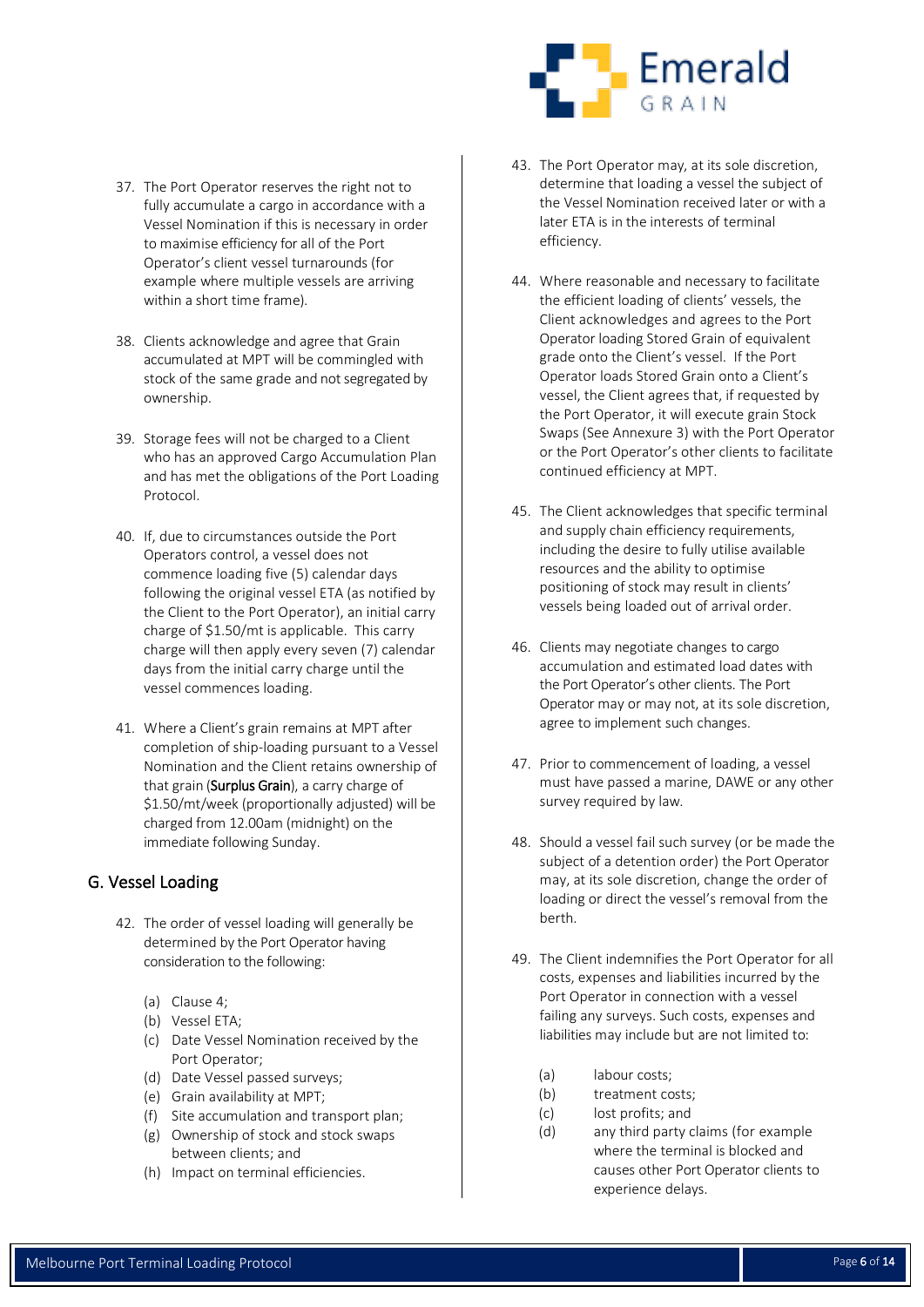37. The Port Operator reserves the right not to fully accumulate a cargo in accordance with a Vessel Nomination if this is necessary in order to maximise efficiency for all of the Port Operator's client vessel turnarounds (for example where multiple vessels are arriving within a short time frame).

38. Clients acknowledge and agree that Grain accumulated at MPT will be commingled with stock of the same grade and not segregated by ownership.

39. Storage fees will not be charged to a Client who has an approved Cargo Accumulation Plan and has met the obligations of the Port Loading Protocol.

40. If, due to circumstances outside the Port Operators control, a vessel does not commence loading five (5) calendar days following the original vessel ETA (as notified by the Client to the Port Operator), an initial carry charge of $1.50/mt is applicable. This carry charge will then apply every seven (7) calendar days from the initial carry charge until the vessel commences loading.

41. Where a Client's grain remains at MPT after completion of ship-loading pursuant to a Vessel Nomination and the Client retains ownership of that grain (**Surplus Grain**), a carry charge of $1.50/mt/week (proportionally adjusted) will be charged from 12.00am (midnight) on the immediate following Sunday.

## G. Vessel Loading

42. The order of vessel loading will generally be determined by the Port Operator having consideration to the following:

    (a) Clause 4;
    (b) Vessel ETA;
    (c) Date Vessel Nomination received by the Port Operator;
    (d) Date Vessel passed surveys;
    (e) Grain availability at MPT;
    (f) Site accumulation and transport plan;
    (g) Ownership of stock and stock swaps between clients; and
    (h) Impact on terminal efficiencies.

43. The Port Operator may, at its sole discretion, determine that loading a vessel the subject of the Vessel Nomination received later or with a later ETA is in the interests of terminal efficiency.

44. Where reasonable and necessary to facilitate the efficient loading of clients' vessels, the Client acknowledges and agrees to the Port Operator loading Stored Grain of equivalent grade onto the Client's vessel. If the Port Operator loads Stored Grain onto a Client's vessel, the Client agrees that, if requested by the Port Operator, it will execute grain Stock Swaps (See Annexure 3) with the Port Operator or the Port Operator's other clients to facilitate continued efficiency at MPT.

45. The Client acknowledges that specific terminal and supply chain efficiency requirements, including the desire to fully utilise available resources and the ability to optimise positioning of stock may result in clients' vessels being loaded out of arrival order.

46. Clients may negotiate changes to cargo accumulation and estimated load dates with the Port Operator's other clients. The Port Operator may or may not, at its sole discretion, agree to implement such changes.

47. Prior to commencement of loading, a vessel must have passed a marine, DAWE or any other survey required by law.

48. Should a vessel fail such survey (or be made the subject of a detention order) the Port Operator may, at its sole discretion, change the order of loading or direct the vessel's removal from the berth.

49. The Client indemnifies the Port Operator for all costs, expenses and liabilities incurred by the Port Operator in connection with a vessel failing any surveys. Such costs, expenses and liabilities may include but are not limited to:

    (a) labour costs;
    (b) treatment costs;
    (c) lost profits; and
    (d) any third party claims (for example where the terminal is blocked and causes other Port Operator clients to experience delays.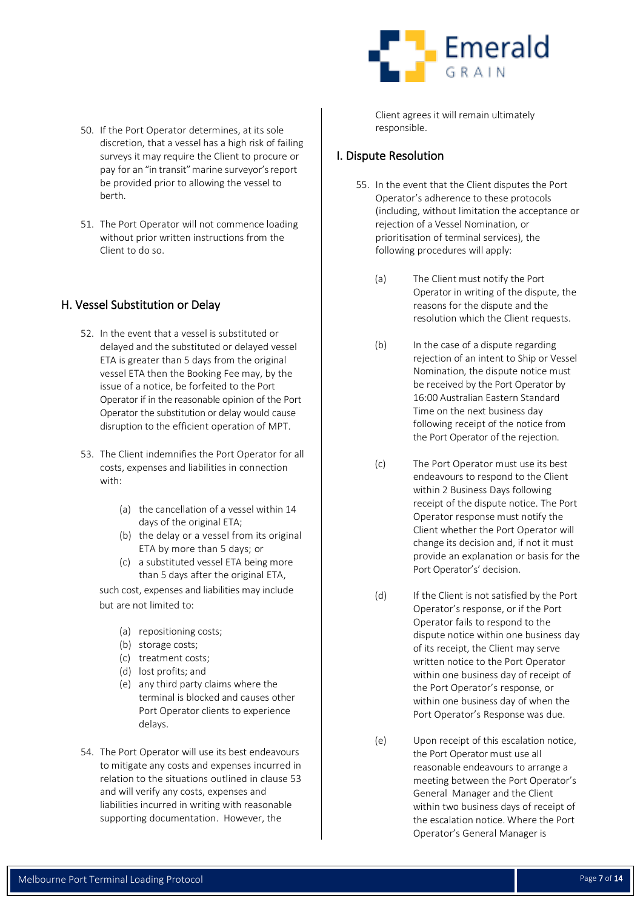50. If the Port Operator determines, at its sole discretion, that a vessel has a high risk of failing surveys it may require the Client to procure or pay for an "in transit" marine surveyor's report be provided prior to allowing the vessel to berth.

51. The Port Operator will not commence loading without prior written instructions from the Client to do so.

## H. Vessel Substitution or Delay

52. In the event that a vessel is substituted or delayed and the substituted or delayed vessel ETA is greater than 5 days from the original vessel ETA then the Booking Fee may, by the issue of a notice, be forfeited to the Port Operator if in the reasonable opinion of the Port Operator the substitution or delay would cause disruption to the efficient operation of MPT.

53. The Client indemnifies the Port Operator for all costs, expenses and liabilities in connection with:

    (a) the cancellation of a vessel within 14 days of the original ETA;
    (b) the delay or a vessel from its original ETA by more than 5 days; or
    (c) a substituted vessel ETA being more than 5 days after the original ETA,

    such cost, expenses and liabilities may include but are not limited to:

    (a) repositioning costs;
    (b) storage costs;
    (c) treatment costs;
    (d) lost profits; and
    (e) any third party claims where the terminal is blocked and causes other Port Operator clients to experience delays.

54. The Port Operator will use its best endeavours to mitigate any costs and expenses incurred in relation to the situations outlined in clause 53 and will verify any costs, expenses and liabilities incurred in writing with reasonable supporting documentation. However, the Client agrees it will remain ultimately responsible.

## I. Dispute Resolution

55. In the event that the Client disputes the Port Operator's adherence to these protocols (including, without limitation the acceptance or rejection of a Vessel Nomination, or prioritisation of terminal services), the following procedures will apply:

    (a) The Client must notify the Port Operator in writing of the dispute, the reasons for the dispute and the resolution which the Client requests.

    (b) In the case of a dispute regarding rejection of an intent to Ship or Vessel Nomination, the dispute notice must be received by the Port Operator by 16:00 Australian Eastern Standard Time on the next business day following receipt of the notice from the Port Operator of the rejection.

    (c) The Port Operator must use its best endeavours to respond to the Client within 2 Business Days following receipt of the dispute notice. The Port Operator response must notify the Client whether the Port Operator will change its decision and, if not it must provide an explanation or basis for the Port Operator's' decision.

    (d) If the Client is not satisfied by the Port Operator's response, or if the Port Operator fails to respond to the dispute notice within one business day of its receipt, the Client may serve written notice to the Port Operator within one business day of receipt of the Port Operator's response, or within one business day of when the Port Operator's Response was due.

    (e) Upon receipt of this escalation notice, the Port Operator must use all reasonable endeavours to arrange a meeting between the Port Operator's General Manager and the Client within two business days of receipt of the escalation notice. Where the Port Operator's General Manager is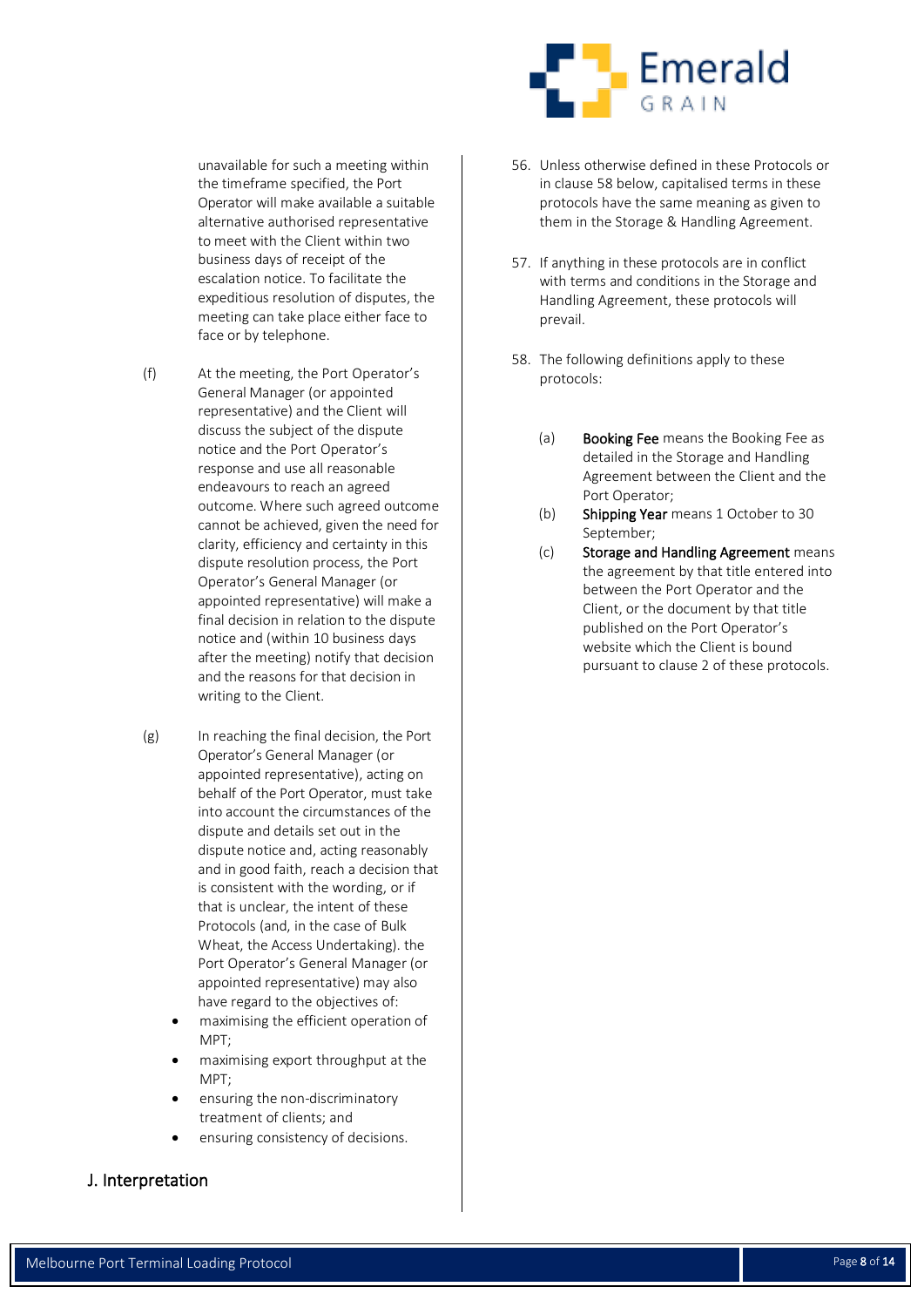unavailable for such a meeting within the timeframe specified, the Port Operator will make available a suitable alternative authorised representative to meet with the Client within two business days of receipt of the escalation notice. To facilitate the expeditious resolution of disputes, the meeting can take place either face to face or by telephone.

(f) At the meeting, the Port Operator's General Manager (or appointed representative) and the Client will discuss the subject of the dispute notice and the Port Operator's response and use all reasonable endeavours to reach an agreed outcome. Where such agreed outcome cannot be achieved, given the need for clarity, efficiency and certainty in this dispute resolution process, the Port Operator's General Manager (or appointed representative) will make a final decision in relation to the dispute notice and (within 10 business days after the meeting) notify that decision and the reasons for that decision in writing to the Client.

(g) In reaching the final decision, the Port Operator's General Manager (or appointed representative), acting on behalf of the Port Operator, must take into account the circumstances of the dispute and details set out in the dispute notice and, acting reasonably and in good faith, reach a decision that is consistent with the wording, or if that is unclear, the intent of these Protocols (and, in the case of Bulk Wheat, the Access Undertaking). the Port Operator's General Manager (or appointed representative) may also have regard to the objectives of:

- maximising the efficient operation of MPT;
- maximising export throughput at the MPT;
- ensuring the non-discriminatory treatment of clients; and
- ensuring consistency of decisions.

## J. Interpretation

56. Unless otherwise defined in these Protocols or in clause 58 below, capitalised terms in these protocols have the same meaning as given to them in the Storage & Handling Agreement.

57. If anything in these protocols are in conflict with terms and conditions in the Storage and Handling Agreement, these protocols will prevail.

58. The following definitions apply to these protocols:

    (a) **Booking Fee** means the Booking Fee as detailed in the Storage and Handling Agreement between the Client and the Port Operator;

    (b) **Shipping Year** means 1 October to 30 September;

    (c) **Storage and Handling Agreement** means the agreement by that title entered into between the Port Operator and the Client, or the document by that title published on the Port Operator's website which the Client is bound pursuant to clause 2 of these protocols.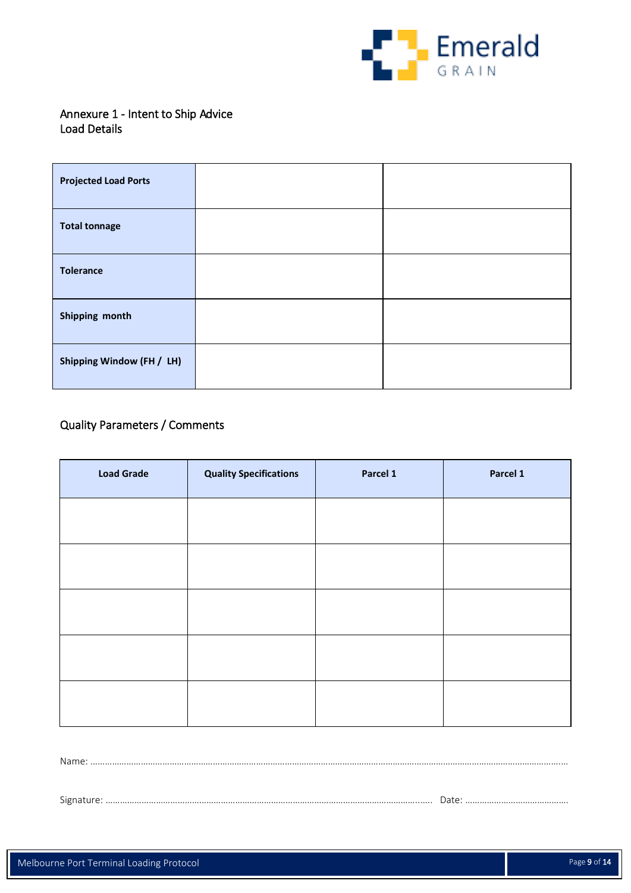## Annexure 1 - Intent to Ship Advice

Load Details

| | | |
|---|---|---|
| **Projected Load Ports** | | |
| **Total tonnage** | | |
| **Tolerance** | | |
| **Shipping month** | | |
| **Shipping Window (FH / LH)** | | |

## Quality Parameters / Comments

| Load Grade | Quality Specifications | Parcel 1 | Parcel 1 |
|---|---|---|---|
| | | | |
| | | | |
| | | | |
| | | | |
| | | | |

Name: ……………………………………………………………………………………………………………………………………………………………………

Signature: ……………………………………………………………………………………………… Date: ……………………………………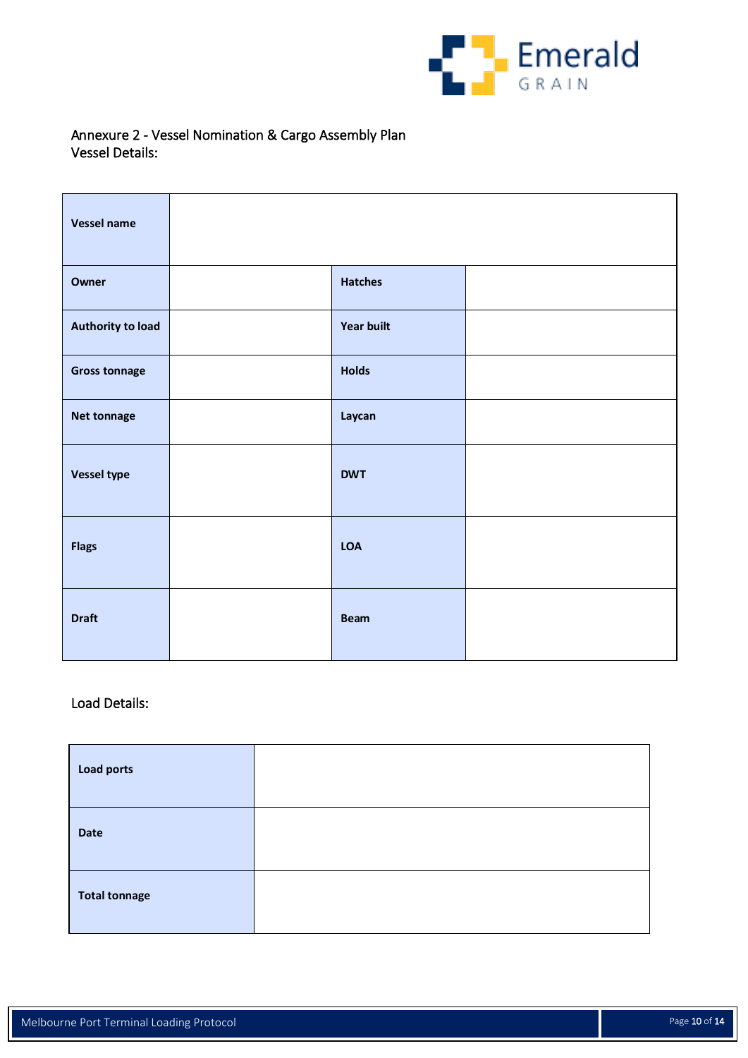Annexure 2 - Vessel Nomination & Cargo Assembly Plan
Vessel Details:

| **Vessel name** | | | |
|---|---|---|---|
| **Owner** | | **Hatches** | |
| **Authority to load** | | **Year built** | |
| **Gross tonnage** | | **Holds** | |
| **Net tonnage** | | **Laycan** | |
| **Vessel type** | | **DWT** | |
| **Flags** | | **LOA** | |
| **Draft** | | **Beam** | |

Load Details:

| **Load ports** | |
|---|---|
| **Date** | |
| **Total tonnage** | |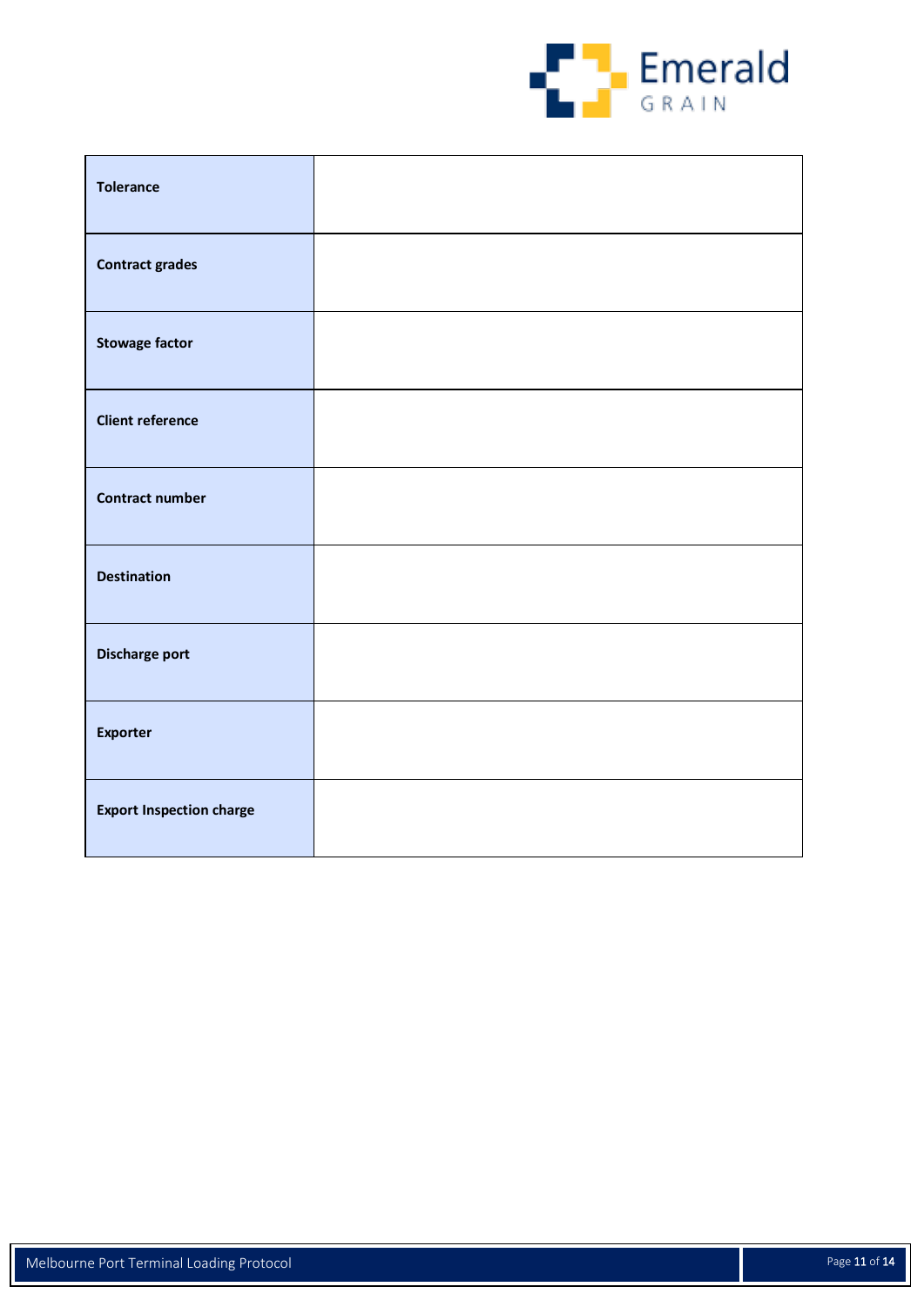| | |
|---|---|
| **Tolerance** | |
| **Contract grades** | |
| **Stowage factor** | |
| **Client reference** | |
| **Contract number** | |
| **Destination** | |
| **Discharge port** | |
| **Exporter** | |
| **Export Inspection charge** | |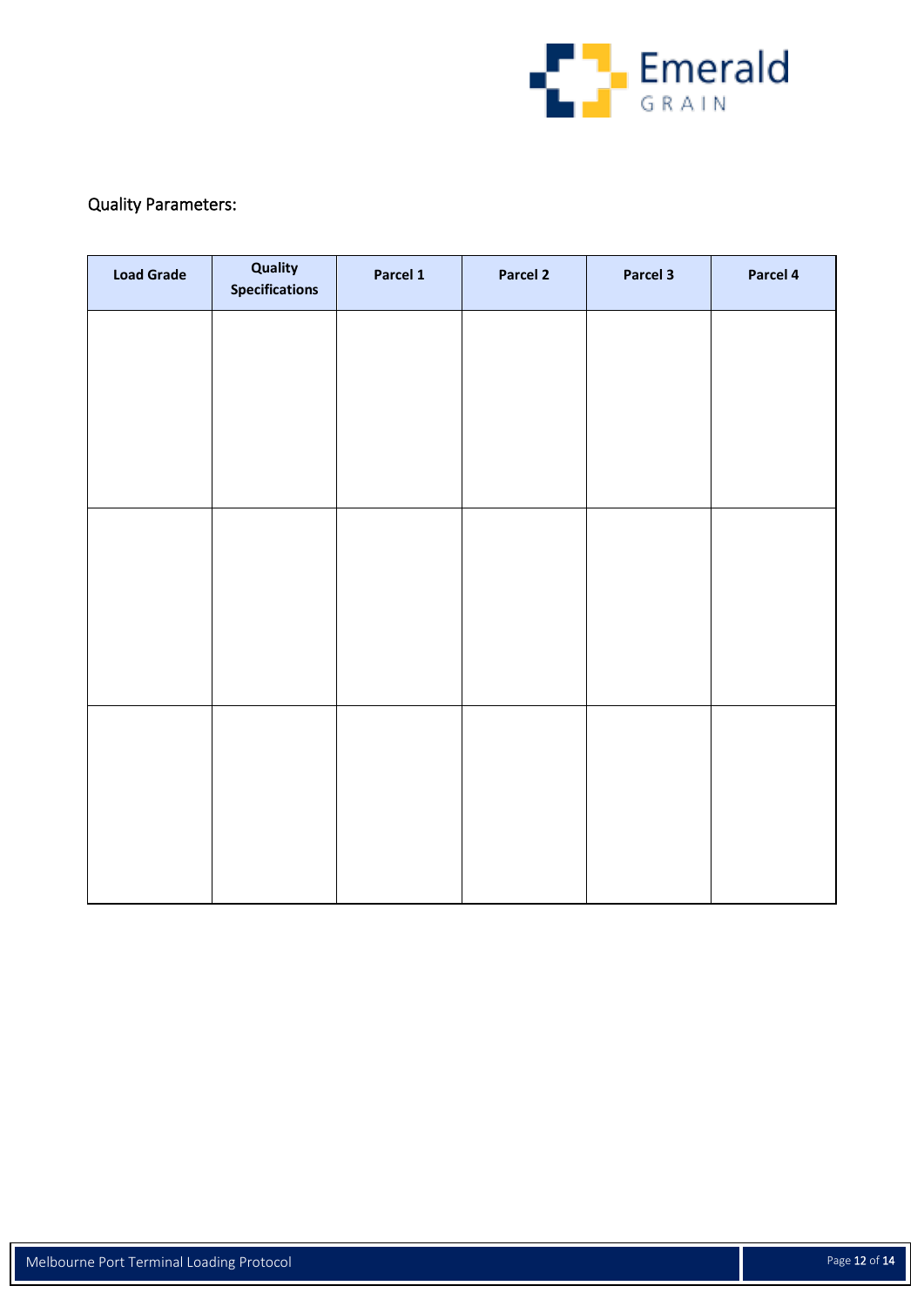Quality Parameters:

| Load Grade | Quality Specifications | Parcel 1 | Parcel 2 | Parcel 3 | Parcel 4 |
|---|---|---|---|---|---|
| | | | | | |
| | | | | | |
| | | | | | |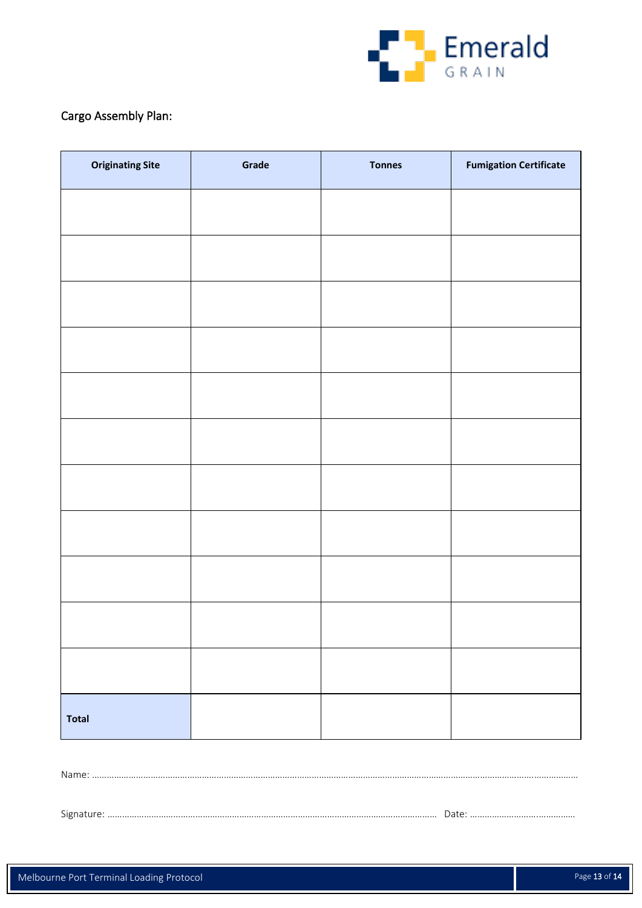Cargo Assembly Plan:

| Originating Site | Grade | Tonnes | Fumigation Certificate |
|---|---|---|---|
| | | | |
| | | | |
| | | | |
| | | | |
| | | | |
| | | | |
| | | | |
| | | | |
| | | | |
| | | | |
| | | | |
| **Total** | | | |

Name: ……………………………………………………………………………………………………………………………………………………………

Signature: …………………………………………………………………………………………… Date: ……………………………………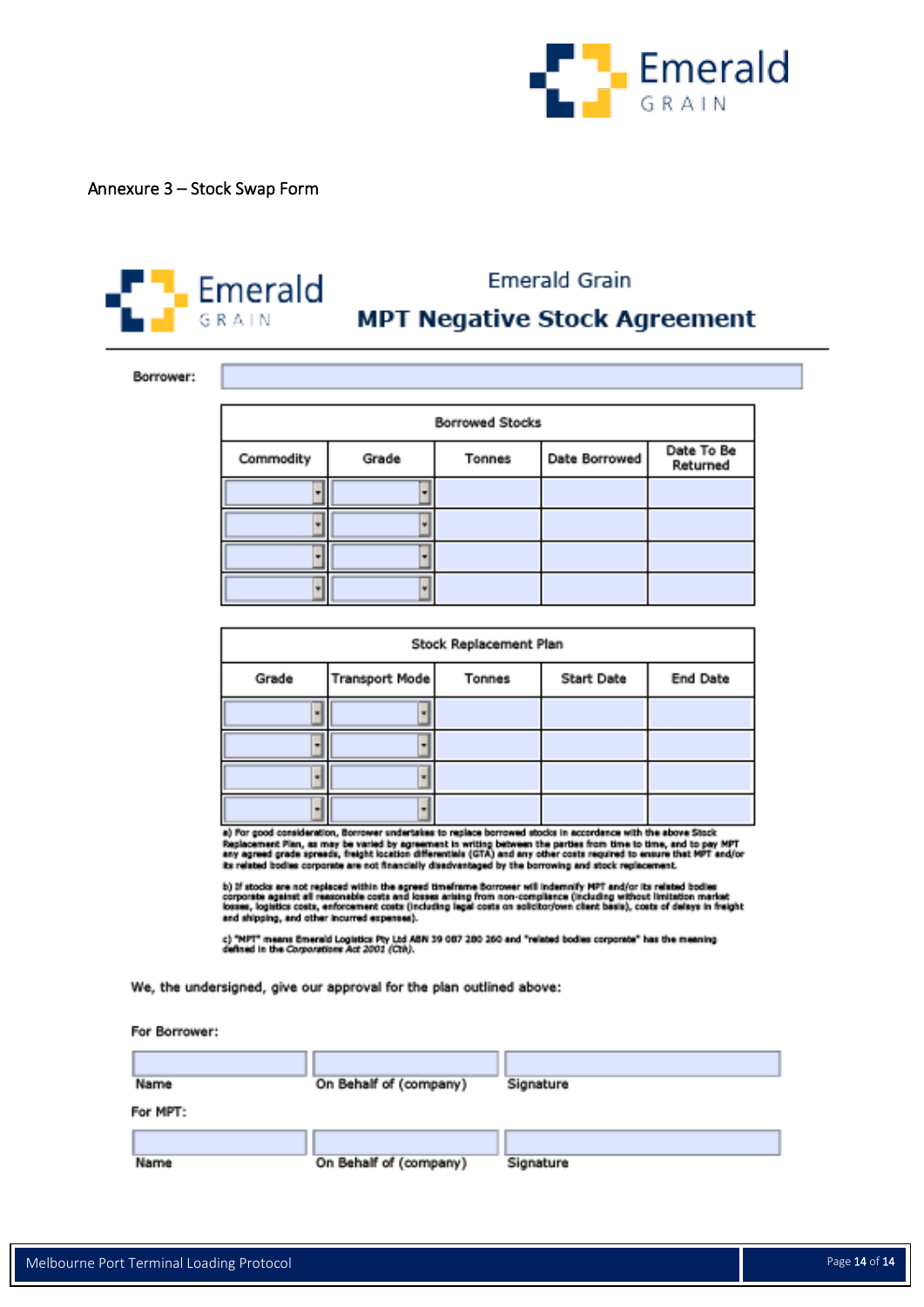Annexure 3 – Stock Swap Form

Emerald Grain

# MPT Negative Stock Agreement

Borrower:

| Borrowed Stocks | | | | |
|---|---|---|---|---|
| Commodity | Grade | Tonnes | Date Borrowed | Date To Be Returned |
| | | | | |
| | | | | |
| | | | | |
| | | | | |

| Stock Replacement Plan | | | | |
|---|---|---|---|---|
| Grade | Transport Mode | Tonnes | Start Date | End Date |
| | | | | |
| | | | | |
| | | | | |
| | | | | |

a) For good consideration, Borrower undertakes to replace borrowed stocks in accordance with the above Stock Replacement Plan, as may be varied by agreement in writing between the parties from time to time, and to pay MPT any agreed grade spreads, freight location differentials (GTA) and any other costs required to ensure that MPT and/or its related bodies corporate are not financially disadvantaged by the borrowing and stock replacement.

b) If stocks are not replaced within the agreed timeframe Borrower will indemnify MPT and/or its related bodies corporate against all reasonable costs and losses arising from non-compliance (including without limitation market losses, logistics costs, enforcement costs (including legal costs on solicitor/own client basis), costs of delays in freight and shipping, and other incurred expenses).

c) "MPT" means Emerald Logistics Pty Ltd ABN 39 087 280 260 and "related bodies corporate" has the meaning defined in the *Corporations Act 2001 (Cth)*.

We, the undersigned, give our approval for the plan outlined above:

For Borrower:

Name | On Behalf of (company) | Signature

For MPT:

Name | On Behalf of (company) | Signature